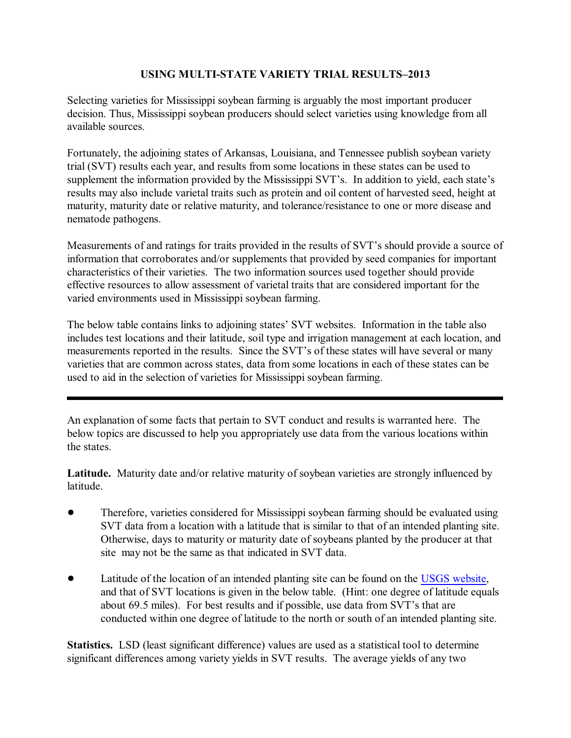# USING MULTI-STATE VARIETY TRIAL RESULTS–2013

Selecting varieties for Mississippi soybean farming is arguably the most important producer decision. Thus, Mississippi soybean producers should select varieties using knowledge from all available sources.

Fortunately, the adjoining states of Arkansas, Louisiana, and Tennessee publish soybean variety trial (SVT) results each year, and results from some locations in these states can be used to supplement the information provided by the Mississippi SVT's. In addition to yield, each state's results may also include varietal traits such as protein and oil content of harvested seed, height at maturity, maturity date or relative maturity, and tolerance/resistance to one or more disease and nematode pathogens.

Measurements of and ratings for traits provided in the results of SVT's should provide a source of information that corroborates and/or supplements that provided by seed companies for important characteristics of their varieties. The two information sources used together should provide effective resources to allow assessment of varietal traits that are considered important for the varied environments used in Mississippi soybean farming.

The below table contains links to adjoining states' SVT websites. Information in the table also includes test locations and their latitude, soil type and irrigation management at each location, and measurements reported in the results. Since the SVT's of these states will have several or many varieties that are common across states, data from some locations in each of these states can be used to aid in the selection of varieties for Mississippi soybean farming.

---

An explanation of some facts that pertain to SVT conduct and results is warranted here. The below topics are discussed to help you appropriately use data from the various locations within the states.

**Latitude.** Maturity date and/or relative maturity of soybean varieties are strongly influenced by latitude.

- Therefore, varieties considered for Mississippi soybean farming should be evaluated using SVT data from a location with a latitude that is similar to that of an intended planting site. Otherwise, days to maturity or maturity date of soybeans planted by the producer at that site may not be the same as that indicated in SVT data.

- Latitude of the location of an intended planting site can be found on the USGS website, and that of SVT locations is given in the below table. (Hint: one degree of latitude equals about 69.5 miles). For best results and if possible, use data from SVT's that are conducted within one degree of latitude to the north or south of an intended planting site.

**Statistics.** LSD (least significant difference) values are used as a statistical tool to determine significant differences among variety yields in SVT results. The average yields of any two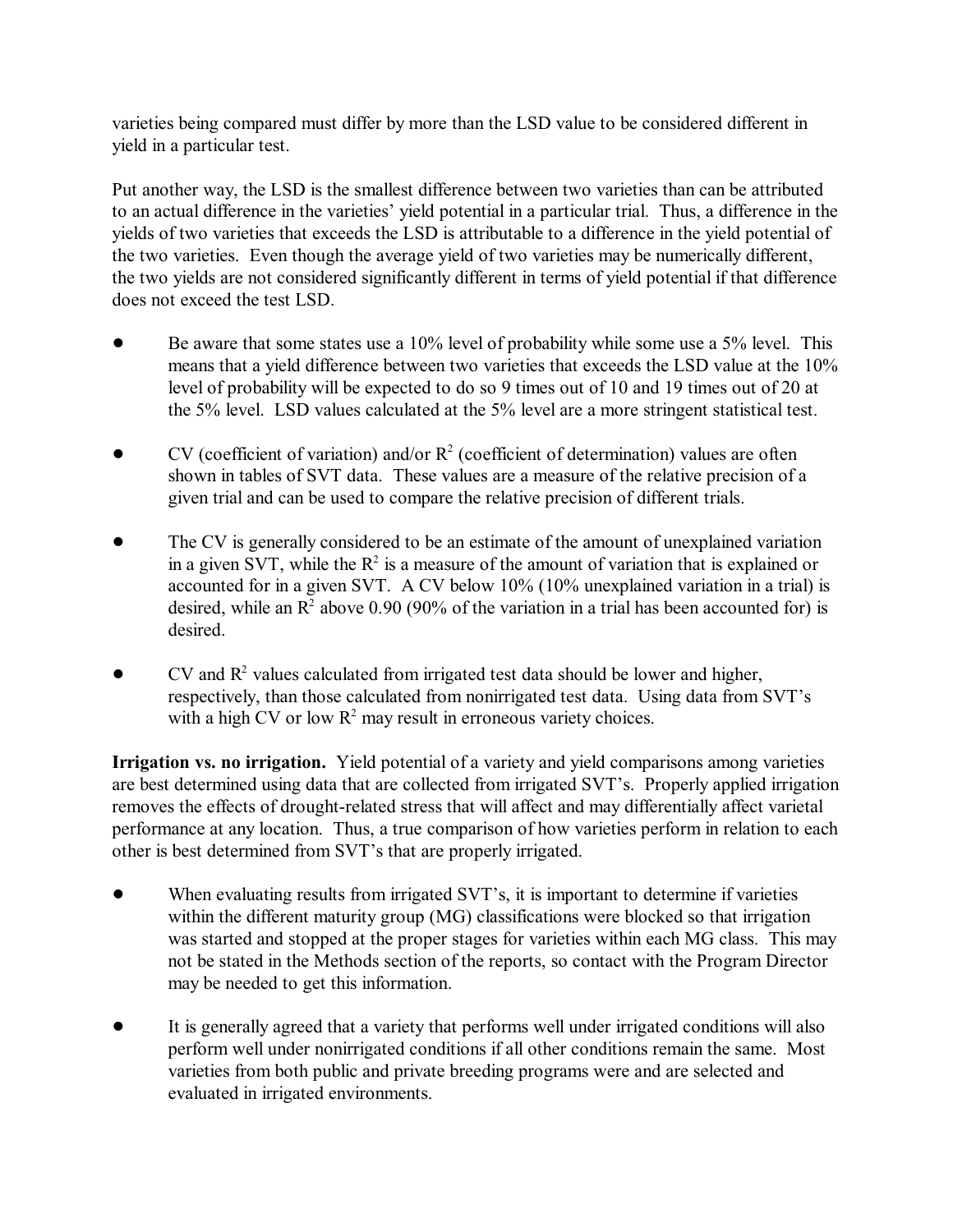varieties being compared must differ by more than the LSD value to be considered different in yield in a particular test.

Put another way, the LSD is the smallest difference between two varieties than can be attributed to an actual difference in the varieties' yield potential in a particular trial. Thus, a difference in the yields of two varieties that exceeds the LSD is attributable to a difference in the yield potential of the two varieties. Even though the average yield of two varieties may be numerically different, the two yields are not considered significantly different in terms of yield potential if that difference does not exceed the test LSD.

- Be aware that some states use a 10% level of probability while some use a 5% level. This means that a yield difference between two varieties that exceeds the LSD value at the 10% level of probability will be expected to do so 9 times out of 10 and 19 times out of 20 at the 5% level. LSD values calculated at the 5% level are a more stringent statistical test.

- CV (coefficient of variation) and/or $R^2$ (coefficient of determination) values are often shown in tables of SVT data. These values are a measure of the relative precision of a given trial and can be used to compare the relative precision of different trials.

- The CV is generally considered to be an estimate of the amount of unexplained variation in a given SVT, while the $R^2$ is a measure of the amount of variation that is explained or accounted for in a given SVT. A CV below 10% (10% unexplained variation in a trial) is desired, while an $R^2$ above 0.90 (90% of the variation in a trial has been accounted for) is desired.

- CV and $R^2$ values calculated from irrigated test data should be lower and higher, respectively, than those calculated from nonirrigated test data. Using data from SVT's with a high CV or low $R^2$ may result in erroneous variety choices.

**Irrigation vs. no irrigation.** Yield potential of a variety and yield comparisons among varieties are best determined using data that are collected from irrigated SVT's. Properly applied irrigation removes the effects of drought-related stress that will affect and may differentially affect varietal performance at any location. Thus, a true comparison of how varieties perform in relation to each other is best determined from SVT's that are properly irrigated.

- When evaluating results from irrigated SVT's, it is important to determine if varieties within the different maturity group (MG) classifications were blocked so that irrigation was started and stopped at the proper stages for varieties within each MG class. This may not be stated in the Methods section of the reports, so contact with the Program Director may be needed to get this information.

- It is generally agreed that a variety that performs well under irrigated conditions will also perform well under nonirrigated conditions if all other conditions remain the same. Most varieties from both public and private breeding programs were and are selected and evaluated in irrigated environments.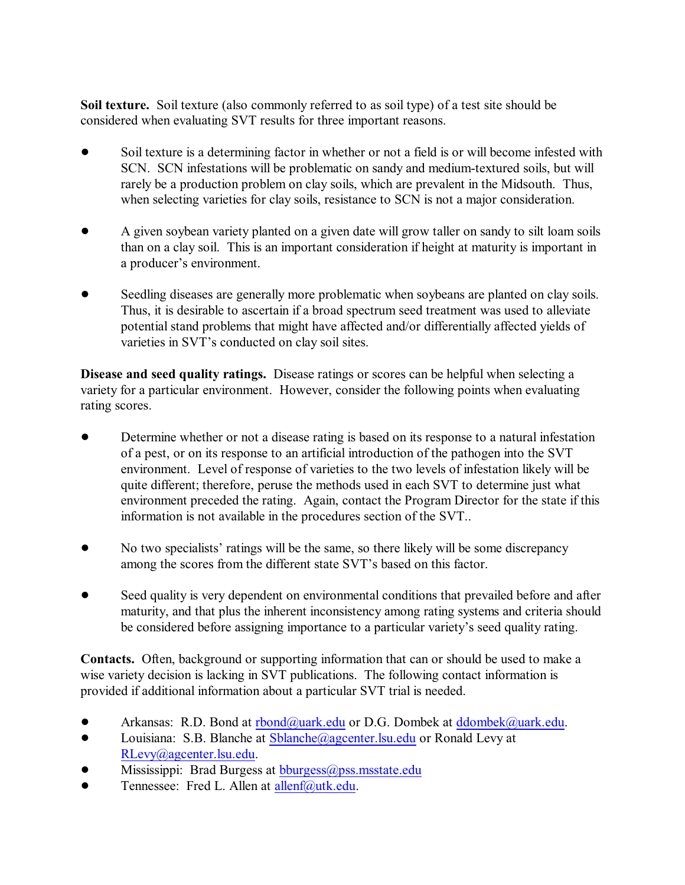**Soil texture.** Soil texture (also commonly referred to as soil type) of a test site should be considered when evaluating SVT results for three important reasons.

- Soil texture is a determining factor in whether or not a field is or will become infested with SCN. SCN infestations will be problematic on sandy and medium-textured soils, but will rarely be a production problem on clay soils, which are prevalent in the Midsouth. Thus, when selecting varieties for clay soils, resistance to SCN is not a major consideration.

- A given soybean variety planted on a given date will grow taller on sandy to silt loam soils than on a clay soil. This is an important consideration if height at maturity is important in a producer's environment.

- Seedling diseases are generally more problematic when soybeans are planted on clay soils. Thus, it is desirable to ascertain if a broad spectrum seed treatment was used to alleviate potential stand problems that might have affected and/or differentially affected yields of varieties in SVT's conducted on clay soil sites.

**Disease and seed quality ratings.** Disease ratings or scores can be helpful when selecting a variety for a particular environment. However, consider the following points when evaluating rating scores.

- Determine whether or not a disease rating is based on its response to a natural infestation of a pest, or on its response to an artificial introduction of the pathogen into the SVT environment. Level of response of varieties to the two levels of infestation likely will be quite different; therefore, peruse the methods used in each SVT to determine just what environment preceded the rating. Again, contact the Program Director for the state if this information is not available in the procedures section of the SVT..

- No two specialists' ratings will be the same, so there likely will be some discrepancy among the scores from the different state SVT's based on this factor.

- Seed quality is very dependent on environmental conditions that prevailed before and after maturity, and that plus the inherent inconsistency among rating systems and criteria should be considered before assigning importance to a particular variety's seed quality rating.

**Contacts.** Often, background or supporting information that can or should be used to make a wise variety decision is lacking in SVT publications. The following contact information is provided if additional information about a particular SVT trial is needed.

- Arkansas: R.D. Bond at rbond@uark.edu or D.G. Dombek at ddombek@uark.edu.
- Louisiana: S.B. Blanche at Sblanche@agcenter.lsu.edu or Ronald Levy at RLevy@agcenter.lsu.edu.
- Mississippi: Brad Burgess at bburgess@pss.msstate.edu
- Tennessee: Fred L. Allen at allenf@utk.edu.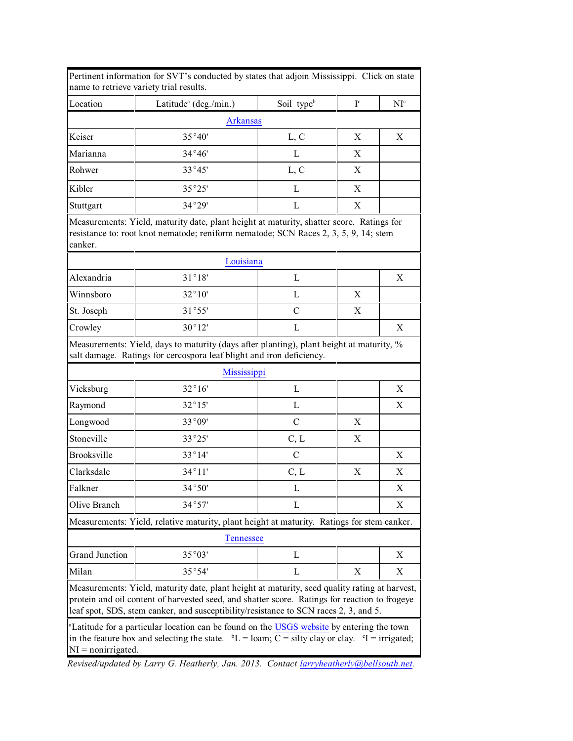Pertinent information for SVT's conducted by states that adjoin Mississippi. Click on state name to retrieve variety trial results.

| Location | Latitude[a] (deg./min.) | Soil type[b] | I[c] | NI[c] |
|---|---|---|---|---|
| **Arkansas** | | | | |
| Keiser | 35°40' | L, C | X | X |
| Marianna | 34°46' | L | X | |
| Rohwer | 33°45' | L, C | X | |
| Kibler | 35°25' | L | X | |
| Stuttgart | 34°29' | L | X | |
| Measurements: Yield, maturity date, plant height at maturity, shatter score. Ratings for resistance to: root knot nematode; reniform nematode; SCN Races 2, 3, 5, 9, 14; stem canker. | | | | |
| **Louisiana** | | | | |
| Alexandria | 31°18' | L | | X |
| Winnsboro | 32°10' | L | X | |
| St. Joseph | 31°55' | C | X | |
| Crowley | 30°12' | L | | X |
| Measurements: Yield, days to maturity (days after planting), plant height at maturity, % salt damage. Ratings for cercospora leaf blight and iron deficiency. | | | | |
| **Mississippi** | | | | |
| Vicksburg | 32°16' | L | | X |
| Raymond | 32°15' | L | | X |
| Longwood | 33°09' | C | X | |
| Stoneville | 33°25' | C, L | X | |
| Brooksville | 33°14' | C | | X |
| Clarksdale | 34°11' | C, L | X | X |
| Falkner | 34°50' | L | | X |
| Olive Branch | 34°57' | L | | X |
| Measurements: Yield, relative maturity, plant height at maturity. Ratings for stem canker. | | | | |
| **Tennessee** | | | | |
| Grand Junction | 35°03' | L | | X |
| Milan | 35°54' | L | X | X |
| Measurements: Yield, maturity date, plant height at maturity, seed quality rating at harvest, protein and oil content of harvested seed, and shatter score. Ratings for reaction to frogeye leaf spot, SDS, stem canker, and susceptibility/resistance to SCN races 2, 3, and 5. | | | | |

[a]Latitude for a particular location can be found on the USGS website by entering the town in the feature box and selecting the state. [b]L = loam; C = silty clay or clay. [c]I = irrigated; NI = nonirrigated.

*Revised/updated by Larry G. Heatherly, Jan. 2013. Contact larryheatherly@bellsouth.net.*